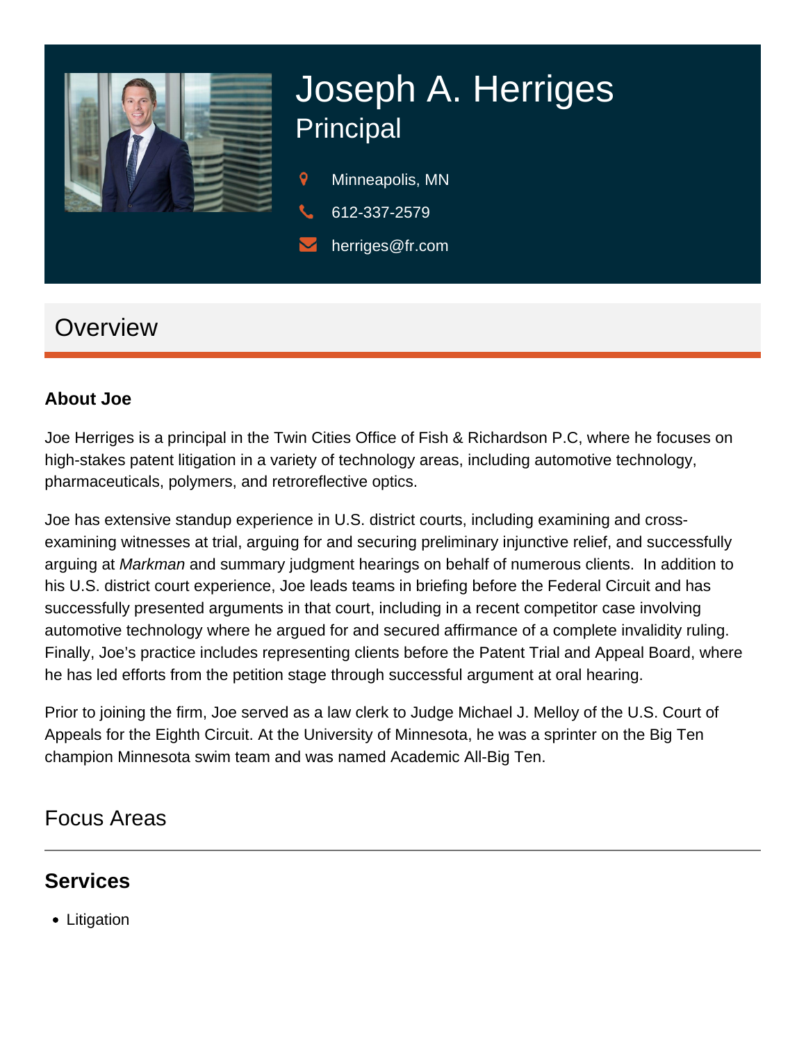# Joseph A. Herriges

## Principal

Minneapolis, MN

612-337-2579

herriges@fr.com

## Overview

### About Joe

Joe Herriges is a principal in the Twin Cities Office of Fish & Richardson P.C, where he focuses on high-stakes patent litigation in a variety of technology areas, including automotive technology, pharmaceuticals, polymers, and retroreflective optics.

Joe has extensive standup experience in U.S. district courts, including examining and cross-examining witnesses at trial, arguing for and securing preliminary injunctive relief, and successfully arguing at *Markman* and summary judgment hearings on behalf of numerous clients. In addition to his U.S. district court experience, Joe leads teams in briefing before the Federal Circuit and has successfully presented arguments in that court, including in a recent competitor case involving automotive technology where he argued for and secured affirmance of a complete invalidity ruling. Finally, Joe's practice includes representing clients before the Patent Trial and Appeal Board, where he has led efforts from the petition stage through successful argument at oral hearing.

Prior to joining the firm, Joe served as a law clerk to Judge Michael J. Melloy of the U.S. Court of Appeals for the Eighth Circuit. At the University of Minnesota, he was a sprinter on the Big Ten champion Minnesota swim team and was named Academic All-Big Ten.

## Focus Areas

### Services

- Litigation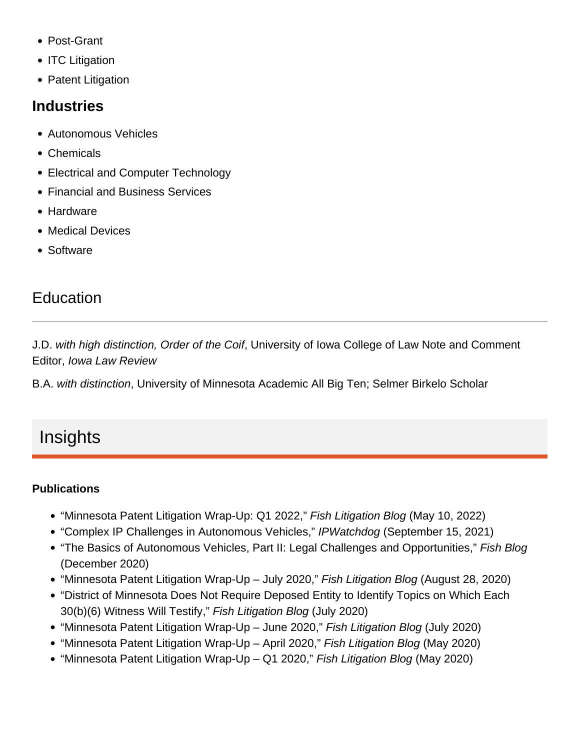- Post-Grant
- ITC Litigation
- Patent Litigation

### Industries

- Autonomous Vehicles
- Chemicals
- Electrical and Computer Technology
- Financial and Business Services
- Hardware
- Medical Devices
- Software

## Education

J.D. *with high distinction, Order of the Coif*, University of Iowa College of Law Note and Comment Editor, *Iowa Law Review*

B.A. *with distinction*, University of Minnesota Academic All Big Ten; Selmer Birkelo Scholar

## Insights

#### Publications

- “Minnesota Patent Litigation Wrap-Up: Q1 2022,” *Fish Litigation Blog* (May 10, 2022)
- “Complex IP Challenges in Autonomous Vehicles,” *IPWatchdog* (September 15, 2021)
- “The Basics of Autonomous Vehicles, Part II: Legal Challenges and Opportunities,” *Fish Blog* (December 2020)
- “Minnesota Patent Litigation Wrap-Up – July 2020,” *Fish Litigation Blog* (August 28, 2020)
- “District of Minnesota Does Not Require Deposed Entity to Identify Topics on Which Each 30(b)(6) Witness Will Testify,” *Fish Litigation Blog* (July 2020)
- “Minnesota Patent Litigation Wrap-Up – June 2020,” *Fish Litigation Blog* (July 2020)
- “Minnesota Patent Litigation Wrap-Up – April 2020,” *Fish Litigation Blog* (May 2020)
- “Minnesota Patent Litigation Wrap-Up – Q1 2020,” *Fish Litigation Blog* (May 2020)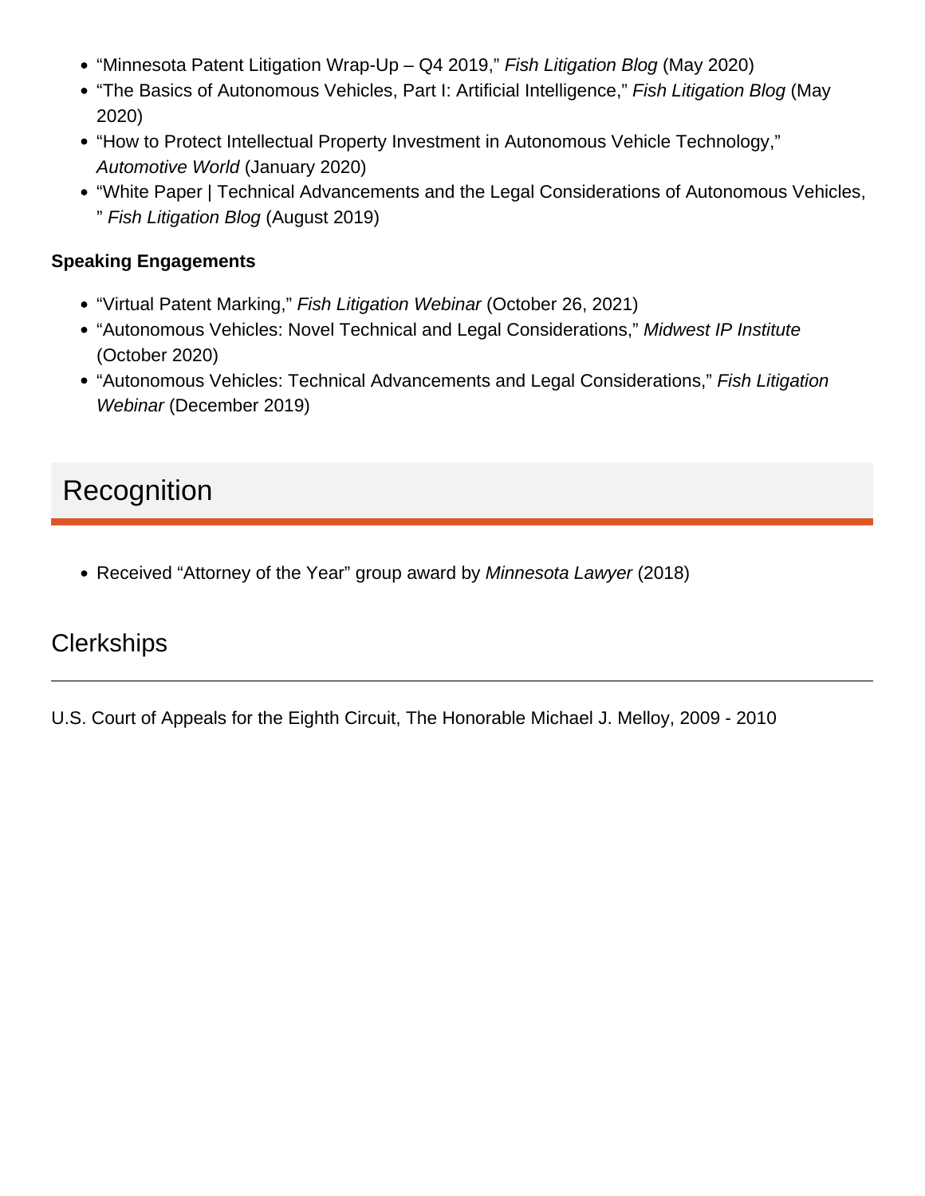- "Minnesota Patent Litigation Wrap-Up – Q4 2019," *Fish Litigation Blog* (May 2020)
- "The Basics of Autonomous Vehicles, Part I: Artificial Intelligence," *Fish Litigation Blog* (May 2020)
- "How to Protect Intellectual Property Investment in Autonomous Vehicle Technology," *Automotive World* (January 2020)
- "White Paper | Technical Advancements and the Legal Considerations of Autonomous Vehicles, " *Fish Litigation Blog* (August 2019)

**Speaking Engagements**

- "Virtual Patent Marking," *Fish Litigation Webinar* (October 26, 2021)
- "Autonomous Vehicles: Novel Technical and Legal Considerations," *Midwest IP Institute* (October 2020)
- "Autonomous Vehicles: Technical Advancements and Legal Considerations," *Fish Litigation Webinar* (December 2019)

## Recognition

- Received "Attorney of the Year" group award by *Minnesota Lawyer* (2018)

## Clerkships

U.S. Court of Appeals for the Eighth Circuit, The Honorable Michael J. Melloy, 2009 - 2010